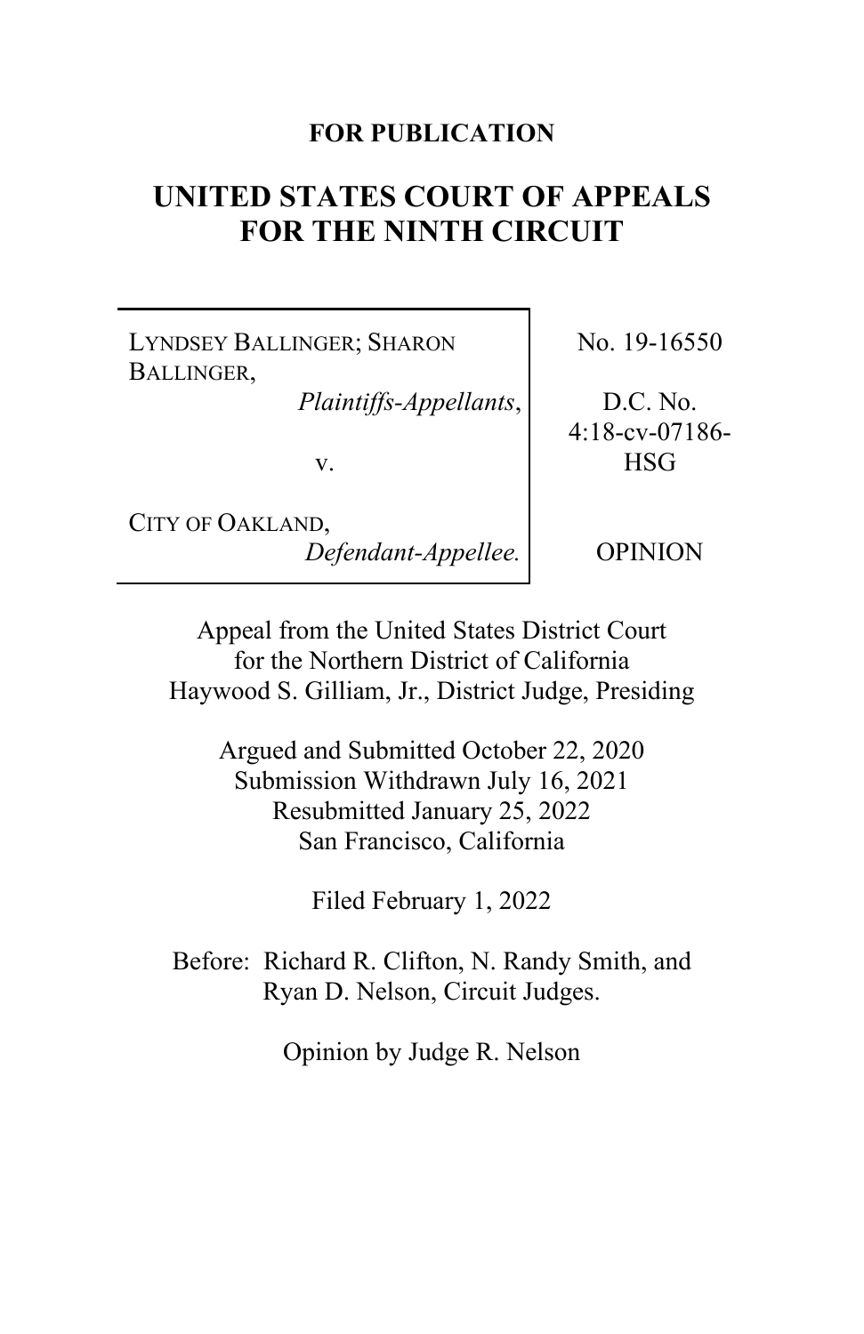**FOR PUBLICATION**

# UNITED STATES COURT OF APPEALS FOR THE NINTH CIRCUIT

| | |
|---|---|
| LYNDSEY BALLINGER; SHARON BALLINGER, *Plaintiffs-Appellants*, v. CITY OF OAKLAND, *Defendant-Appellee.* | No. 19-16550 D.C. No. 4:18-cv-07186-HSG OPINION |

Appeal from the United States District Court for the Northern District of California
Haywood S. Gilliam, Jr., District Judge, Presiding

Argued and Submitted October 22, 2020
Submission Withdrawn July 16, 2021
Resubmitted January 25, 2022
San Francisco, California

Filed February 1, 2022

Before: Richard R. Clifton, N. Randy Smith, and Ryan D. Nelson, Circuit Judges.

Opinion by Judge R. Nelson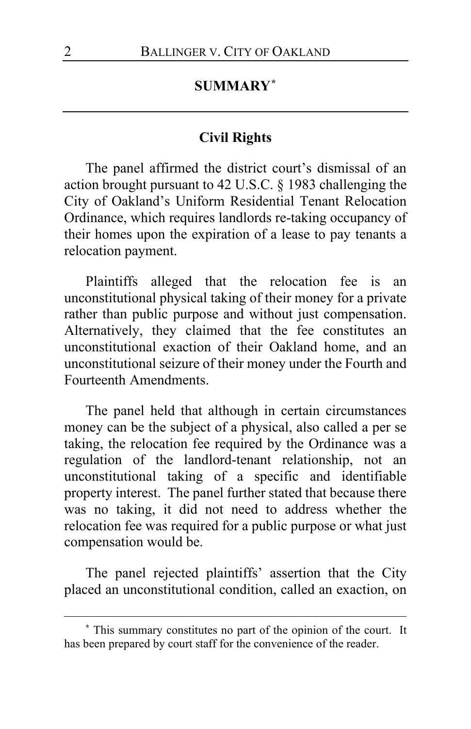## SUMMARY*

### Civil Rights

The panel affirmed the district court's dismissal of an action brought pursuant to 42 U.S.C. § 1983 challenging the City of Oakland's Uniform Residential Tenant Relocation Ordinance, which requires landlords re-taking occupancy of their homes upon the expiration of a lease to pay tenants a relocation payment.

Plaintiffs alleged that the relocation fee is an unconstitutional physical taking of their money for a private rather than public purpose and without just compensation. Alternatively, they claimed that the fee constitutes an unconstitutional exaction of their Oakland home, and an unconstitutional seizure of their money under the Fourth and Fourteenth Amendments.

The panel held that although in certain circumstances money can be the subject of a physical, also called a per se taking, the relocation fee required by the Ordinance was a regulation of the landlord-tenant relationship, not an unconstitutional taking of a specific and identifiable property interest. The panel further stated that because there was no taking, it did not need to address whether the relocation fee was required for a public purpose or what just compensation would be.

The panel rejected plaintiffs' assertion that the City placed an unconstitutional condition, called an exaction, on

---

* This summary constitutes no part of the opinion of the court. It has been prepared by court staff for the convenience of the reader.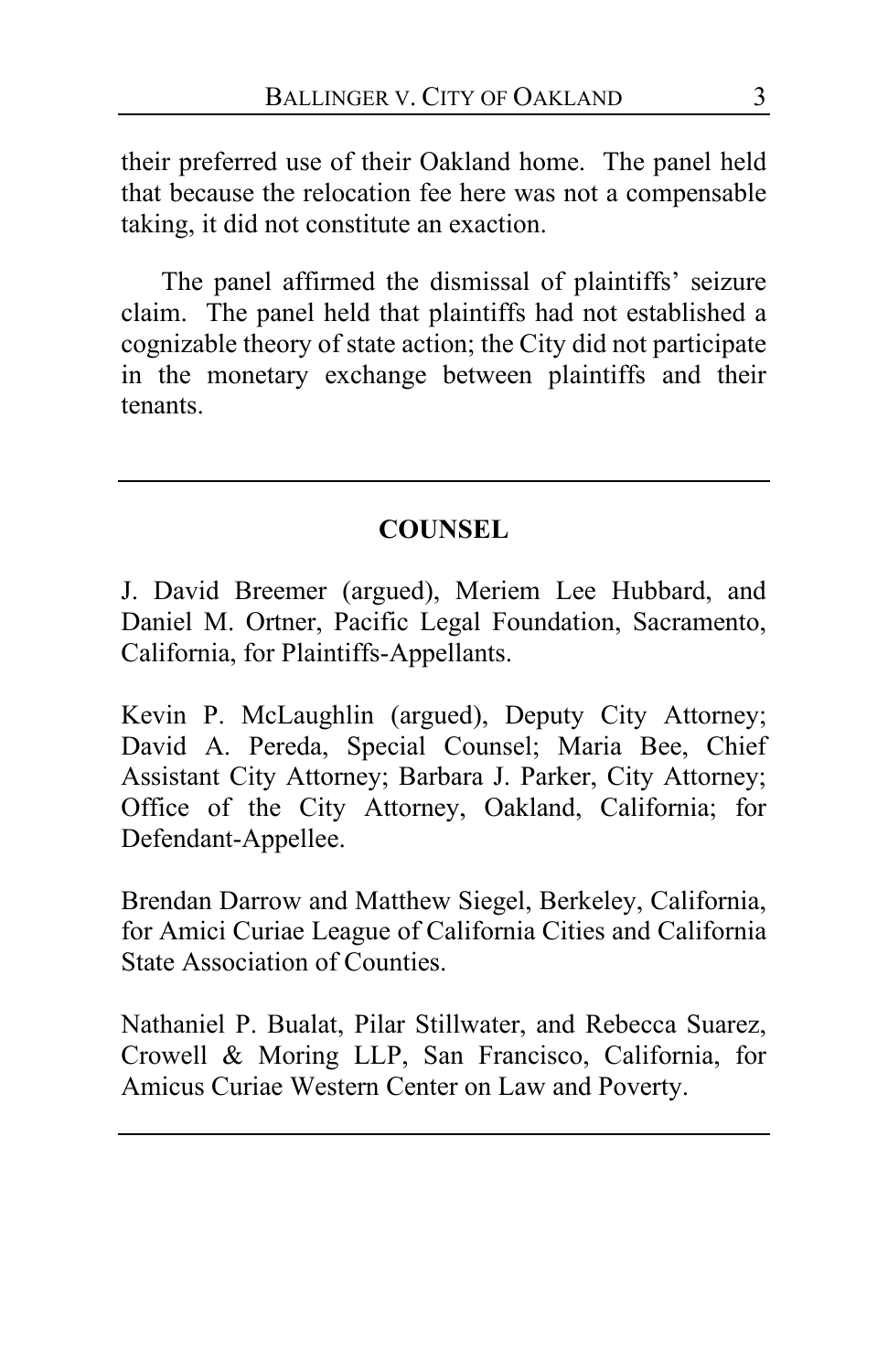their preferred use of their Oakland home. The panel held that because the relocation fee here was not a compensable taking, it did not constitute an exaction.

The panel affirmed the dismissal of plaintiffs' seizure claim. The panel held that plaintiffs had not established a cognizable theory of state action; the City did not participate in the monetary exchange between plaintiffs and their tenants.

---

## COUNSEL

J. David Breemer (argued), Meriem Lee Hubbard, and Daniel M. Ortner, Pacific Legal Foundation, Sacramento, California, for Plaintiffs-Appellants.

Kevin P. McLaughlin (argued), Deputy City Attorney; David A. Pereda, Special Counsel; Maria Bee, Chief Assistant City Attorney; Barbara J. Parker, City Attorney; Office of the City Attorney, Oakland, California; for Defendant-Appellee.

Brendan Darrow and Matthew Siegel, Berkeley, California, for Amici Curiae League of California Cities and California State Association of Counties.

Nathaniel P. Bualat, Pilar Stillwater, and Rebecca Suarez, Crowell & Moring LLP, San Francisco, California, for Amicus Curiae Western Center on Law and Poverty.

---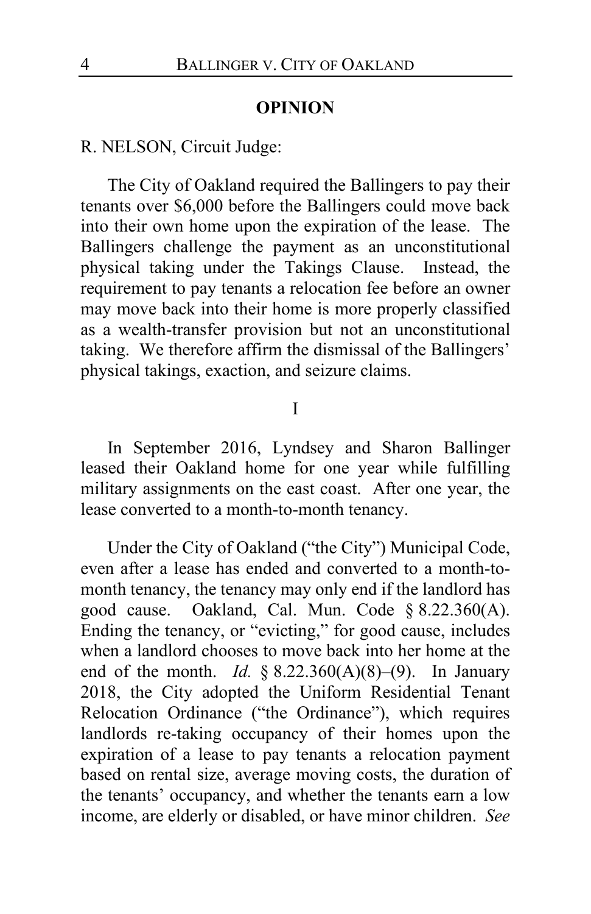## OPINION

R. NELSON, Circuit Judge:

The City of Oakland required the Ballingers to pay their tenants over $6,000 before the Ballingers could move back into their own home upon the expiration of the lease. The Ballingers challenge the payment as an unconstitutional physical taking under the Takings Clause. Instead, the requirement to pay tenants a relocation fee before an owner may move back into their home is more properly classified as a wealth-transfer provision but not an unconstitutional taking. We therefore affirm the dismissal of the Ballingers' physical takings, exaction, and seizure claims.

I

In September 2016, Lyndsey and Sharon Ballinger leased their Oakland home for one year while fulfilling military assignments on the east coast. After one year, the lease converted to a month-to-month tenancy.

Under the City of Oakland ("the City") Municipal Code, even after a lease has ended and converted to a month-to-month tenancy, the tenancy may only end if the landlord has good cause. Oakland, Cal. Mun. Code § 8.22.360(A). Ending the tenancy, or "evicting," for good cause, includes when a landlord chooses to move back into her home at the end of the month. *Id.* § 8.22.360(A)(8)–(9). In January 2018, the City adopted the Uniform Residential Tenant Relocation Ordinance ("the Ordinance"), which requires landlords re-taking occupancy of their homes upon the expiration of a lease to pay tenants a relocation payment based on rental size, average moving costs, the duration of the tenants' occupancy, and whether the tenants earn a low income, are elderly or disabled, or have minor children. *See*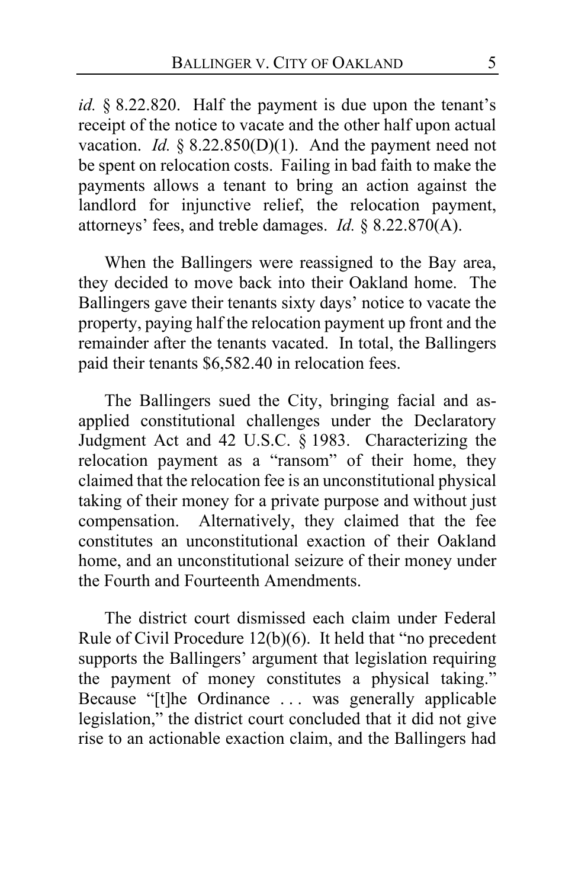*id.* § 8.22.820. Half the payment is due upon the tenant's receipt of the notice to vacate and the other half upon actual vacation. *Id.* § 8.22.850(D)(1). And the payment need not be spent on relocation costs. Failing in bad faith to make the payments allows a tenant to bring an action against the landlord for injunctive relief, the relocation payment, attorneys' fees, and treble damages. *Id.* § 8.22.870(A).

When the Ballingers were reassigned to the Bay area, they decided to move back into their Oakland home. The Ballingers gave their tenants sixty days' notice to vacate the property, paying half the relocation payment up front and the remainder after the tenants vacated. In total, the Ballingers paid their tenants $6,582.40 in relocation fees.

The Ballingers sued the City, bringing facial and as-applied constitutional challenges under the Declaratory Judgment Act and 42 U.S.C. § 1983. Characterizing the relocation payment as a "ransom" of their home, they claimed that the relocation fee is an unconstitutional physical taking of their money for a private purpose and without just compensation. Alternatively, they claimed that the fee constitutes an unconstitutional exaction of their Oakland home, and an unconstitutional seizure of their money under the Fourth and Fourteenth Amendments.

The district court dismissed each claim under Federal Rule of Civil Procedure 12(b)(6). It held that "no precedent supports the Ballingers' argument that legislation requiring the payment of money constitutes a physical taking." Because "[t]he Ordinance . . . was generally applicable legislation," the district court concluded that it did not give rise to an actionable exaction claim, and the Ballingers had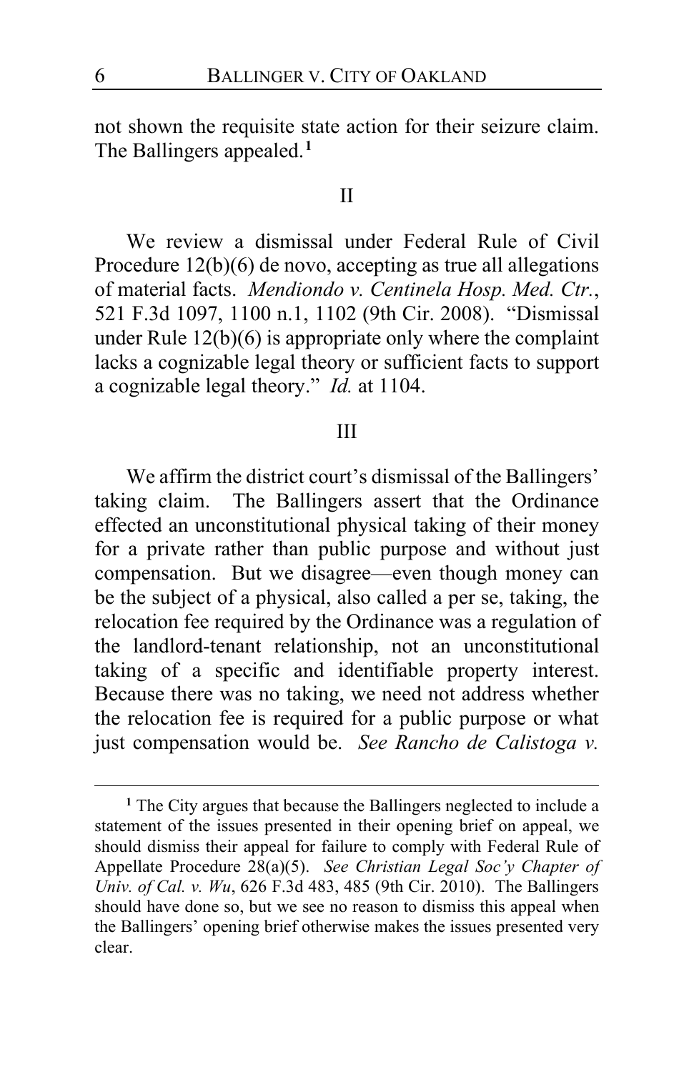not shown the requisite state action for their seizure claim. The Ballingers appealed.[1]

## II

We review a dismissal under Federal Rule of Civil Procedure 12(b)(6) de novo, accepting as true all allegations of material facts. *Mendiondo v. Centinela Hosp. Med. Ctr.*, 521 F.3d 1097, 1100 n.1, 1102 (9th Cir. 2008). "Dismissal under Rule 12(b)(6) is appropriate only where the complaint lacks a cognizable legal theory or sufficient facts to support a cognizable legal theory." *Id.* at 1104.

## III

We affirm the district court's dismissal of the Ballingers' taking claim. The Ballingers assert that the Ordinance effected an unconstitutional physical taking of their money for a private rather than public purpose and without just compensation. But we disagree—even though money can be the subject of a physical, also called a per se, taking, the relocation fee required by the Ordinance was a regulation of the landlord-tenant relationship, not an unconstitutional taking of a specific and identifiable property interest. Because there was no taking, we need not address whether the relocation fee is required for a public purpose or what just compensation would be. *See Rancho de Calistoga v.*

---

[1] The City argues that because the Ballingers neglected to include a statement of the issues presented in their opening brief on appeal, we should dismiss their appeal for failure to comply with Federal Rule of Appellate Procedure 28(a)(5). *See Christian Legal Soc'y Chapter of Univ. of Cal. v. Wu*, 626 F.3d 483, 485 (9th Cir. 2010). The Ballingers should have done so, but we see no reason to dismiss this appeal when the Ballingers' opening brief otherwise makes the issues presented very clear.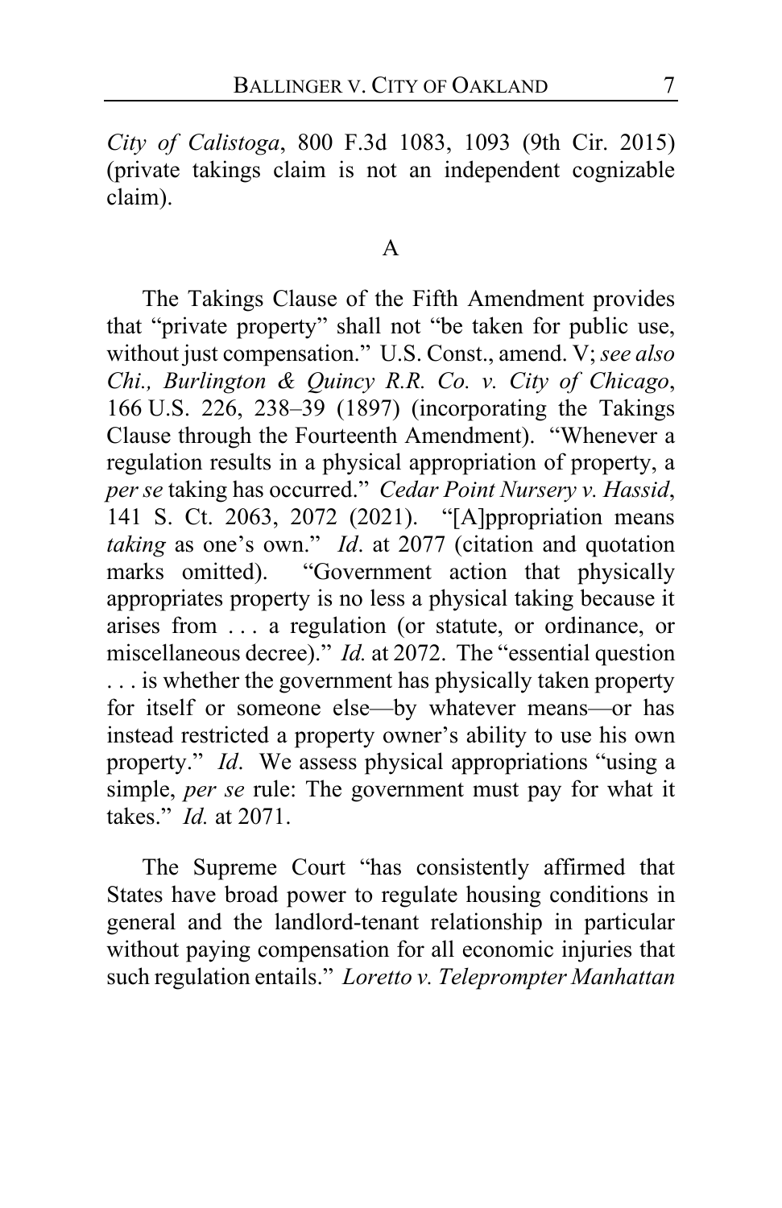*City of Calistoga*, 800 F.3d 1083, 1093 (9th Cir. 2015) (private takings claim is not an independent cognizable claim).

### A

The Takings Clause of the Fifth Amendment provides that "private property" shall not "be taken for public use, without just compensation." U.S. Const., amend. V; *see also Chi., Burlington & Quincy R.R. Co. v. City of Chicago*, 166 U.S. 226, 238–39 (1897) (incorporating the Takings Clause through the Fourteenth Amendment). "Whenever a regulation results in a physical appropriation of property, a *per se* taking has occurred." *Cedar Point Nursery v. Hassid*, 141 S. Ct. 2063, 2072 (2021). "[A]ppropriation means *taking* as one's own." *Id*. at 2077 (citation and quotation marks omitted). "Government action that physically appropriates property is no less a physical taking because it arises from . . . a regulation (or statute, or ordinance, or miscellaneous decree)." *Id.* at 2072. The "essential question . . . is whether the government has physically taken property for itself or someone else—by whatever means—or has instead restricted a property owner's ability to use his own property." *Id*. We assess physical appropriations "using a simple, *per se* rule: The government must pay for what it takes." *Id.* at 2071.

The Supreme Court "has consistently affirmed that States have broad power to regulate housing conditions in general and the landlord-tenant relationship in particular without paying compensation for all economic injuries that such regulation entails." *Loretto v. Teleprompter Manhattan*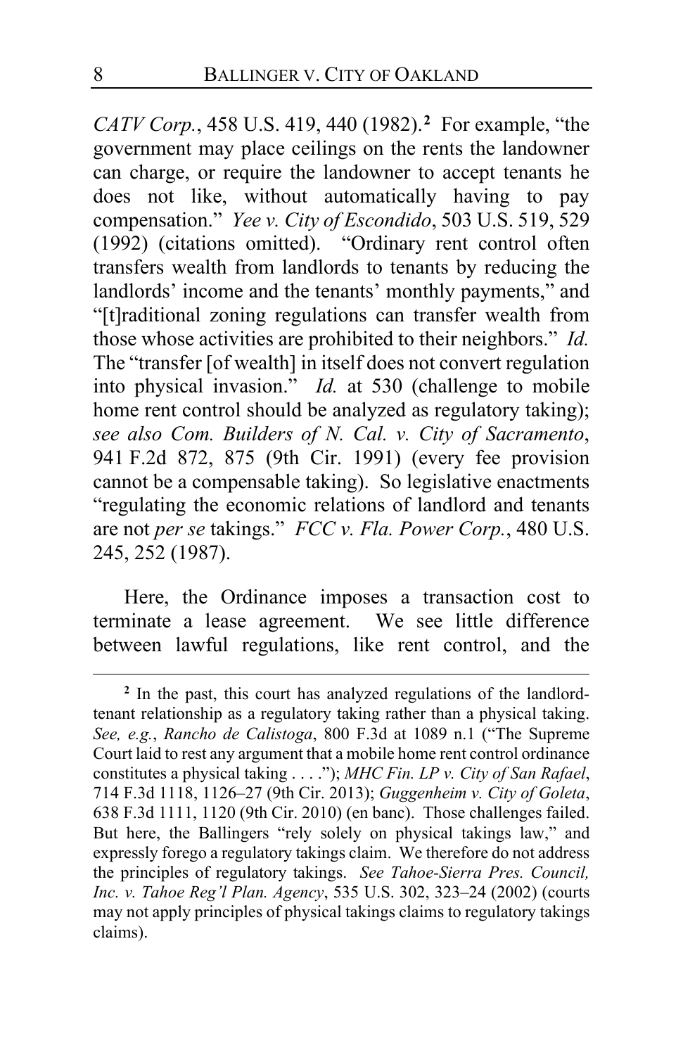*CATV Corp.*, 458 U.S. 419, 440 (1982).[2] For example, "the government may place ceilings on the rents the landowner can charge, or require the landowner to accept tenants he does not like, without automatically having to pay compensation." *Yee v. City of Escondido*, 503 U.S. 519, 529 (1992) (citations omitted). "Ordinary rent control often transfers wealth from landlords to tenants by reducing the landlords' income and the tenants' monthly payments," and "[t]raditional zoning regulations can transfer wealth from those whose activities are prohibited to their neighbors." *Id.* The "transfer [of wealth] in itself does not convert regulation into physical invasion." *Id.* at 530 (challenge to mobile home rent control should be analyzed as regulatory taking); *see also Com. Builders of N. Cal. v. City of Sacramento*, 941 F.2d 872, 875 (9th Cir. 1991) (every fee provision cannot be a compensable taking). So legislative enactments "regulating the economic relations of landlord and tenants are not *per se* takings." *FCC v. Fla. Power Corp.*, 480 U.S. 245, 252 (1987).

Here, the Ordinance imposes a transaction cost to terminate a lease agreement. We see little difference between lawful regulations, like rent control, and the

---

[2] In the past, this court has analyzed regulations of the landlord-tenant relationship as a regulatory taking rather than a physical taking. *See, e.g.*, *Rancho de Calistoga*, 800 F.3d at 1089 n.1 ("The Supreme Court laid to rest any argument that a mobile home rent control ordinance constitutes a physical taking . . . ."); *MHC Fin. LP v. City of San Rafael*, 714 F.3d 1118, 1126–27 (9th Cir. 2013); *Guggenheim v. City of Goleta*, 638 F.3d 1111, 1120 (9th Cir. 2010) (en banc). Those challenges failed. But here, the Ballingers "rely solely on physical takings law," and expressly forego a regulatory takings claim. We therefore do not address the principles of regulatory takings. *See Tahoe-Sierra Pres. Council, Inc. v. Tahoe Reg'l Plan. Agency*, 535 U.S. 302, 323–24 (2002) (courts may not apply principles of physical takings claims to regulatory takings claims).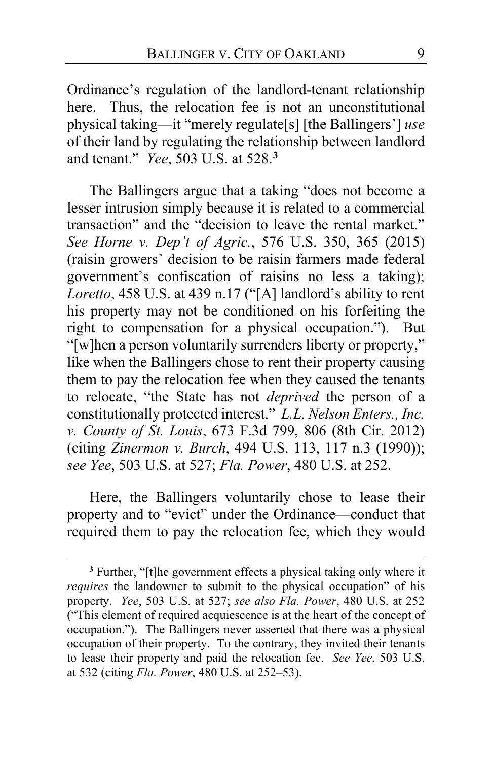Ordinance's regulation of the landlord-tenant relationship here. Thus, the relocation fee is not an unconstitutional physical taking—it "merely regulate[s] [the Ballingers'] *use* of their land by regulating the relationship between landlord and tenant." *Yee*, 503 U.S. at 528.[3]

The Ballingers argue that a taking "does not become a lesser intrusion simply because it is related to a commercial transaction" and the "decision to leave the rental market." *See Horne v. Dep't of Agric.*, 576 U.S. 350, 365 (2015) (raisin growers' decision to be raisin farmers made federal government's confiscation of raisins no less a taking); *Loretto*, 458 U.S. at 439 n.17 ("[A] landlord's ability to rent his property may not be conditioned on his forfeiting the right to compensation for a physical occupation."). But "[w]hen a person voluntarily surrenders liberty or property," like when the Ballingers chose to rent their property causing them to pay the relocation fee when they caused the tenants to relocate, "the State has not *deprived* the person of a constitutionally protected interest." *L.L. Nelson Enters., Inc. v. County of St. Louis*, 673 F.3d 799, 806 (8th Cir. 2012) (citing *Zinermon v. Burch*, 494 U.S. 113, 117 n.3 (1990)); *see Yee*, 503 U.S. at 527; *Fla. Power*, 480 U.S. at 252.

Here, the Ballingers voluntarily chose to lease their property and to "evict" under the Ordinance—conduct that required them to pay the relocation fee, which they would

[3] Further, "[t]he government effects a physical taking only where it *requires* the landowner to submit to the physical occupation" of his property. *Yee*, 503 U.S. at 527; *see also Fla. Power*, 480 U.S. at 252 ("This element of required acquiescence is at the heart of the concept of occupation."). The Ballingers never asserted that there was a physical occupation of their property. To the contrary, they invited their tenants to lease their property and paid the relocation fee. *See Yee*, 503 U.S. at 532 (citing *Fla. Power*, 480 U.S. at 252–53).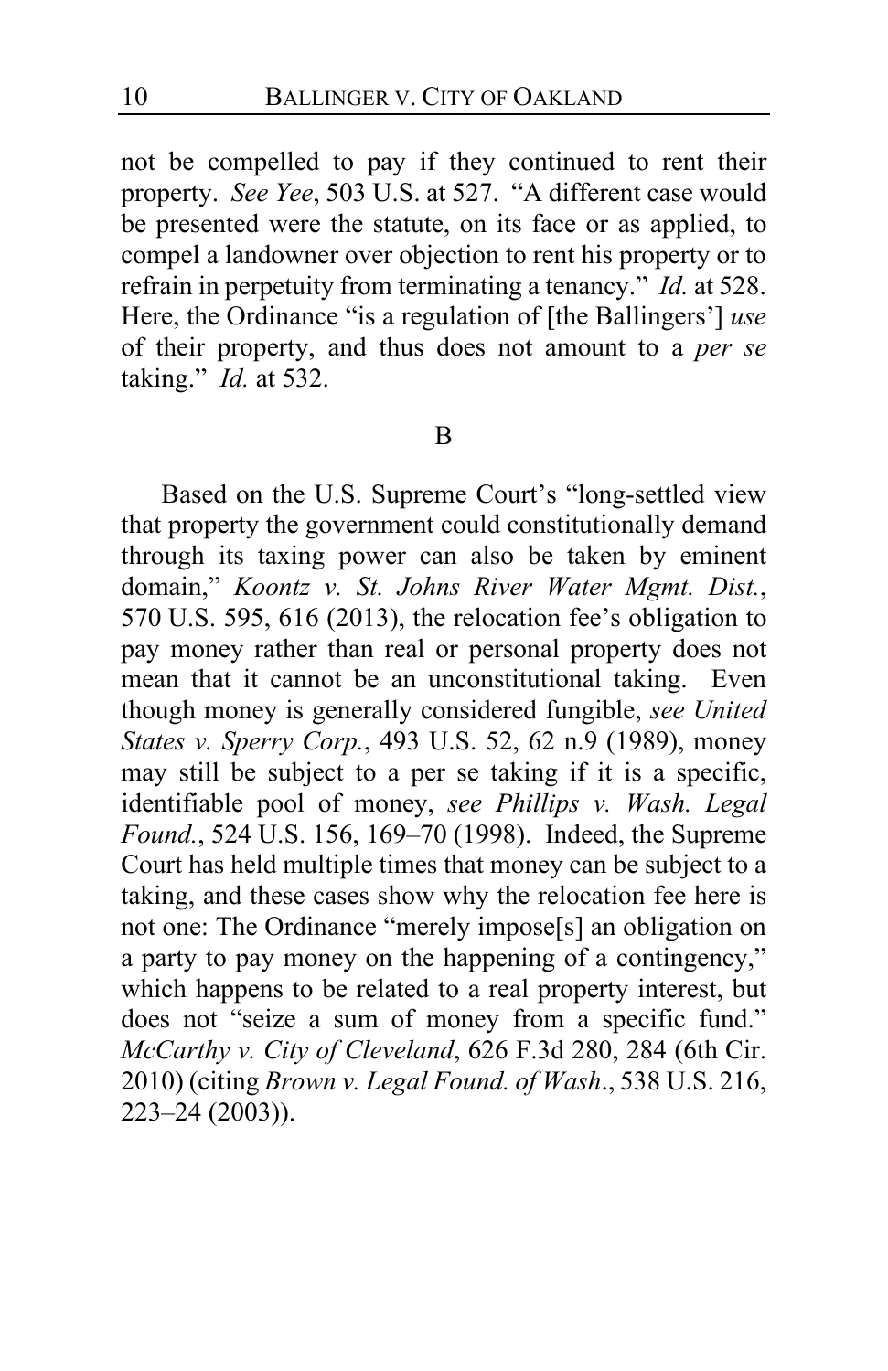not be compelled to pay if they continued to rent their property. *See Yee*, 503 U.S. at 527. "A different case would be presented were the statute, on its face or as applied, to compel a landowner over objection to rent his property or to refrain in perpetuity from terminating a tenancy." *Id.* at 528. Here, the Ordinance "is a regulation of [the Ballingers'] *use* of their property, and thus does not amount to a *per se* taking." *Id.* at 532.

B

Based on the U.S. Supreme Court's "long-settled view that property the government could constitutionally demand through its taxing power can also be taken by eminent domain," *Koontz v. St. Johns River Water Mgmt. Dist.*, 570 U.S. 595, 616 (2013), the relocation fee's obligation to pay money rather than real or personal property does not mean that it cannot be an unconstitutional taking. Even though money is generally considered fungible, *see United States v. Sperry Corp.*, 493 U.S. 52, 62 n.9 (1989), money may still be subject to a per se taking if it is a specific, identifiable pool of money, *see Phillips v. Wash. Legal Found.*, 524 U.S. 156, 169–70 (1998). Indeed, the Supreme Court has held multiple times that money can be subject to a taking, and these cases show why the relocation fee here is not one: The Ordinance "merely impose[s] an obligation on a party to pay money on the happening of a contingency," which happens to be related to a real property interest, but does not "seize a sum of money from a specific fund." *McCarthy v. City of Cleveland*, 626 F.3d 280, 284 (6th Cir. 2010) (citing *Brown v. Legal Found. of Wash*., 538 U.S. 216, 223–24 (2003)).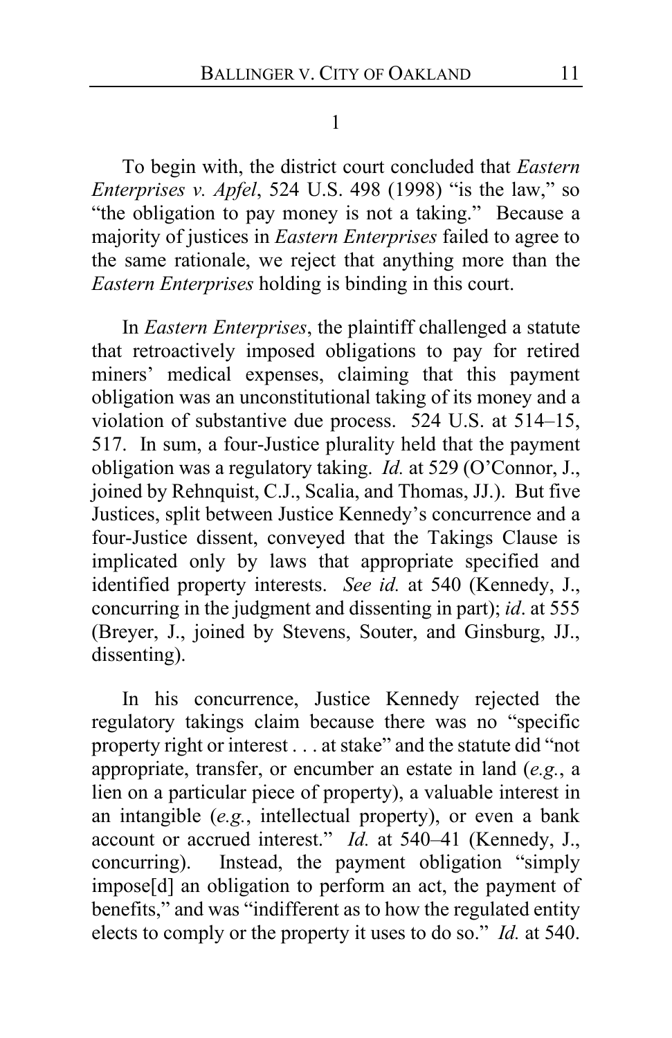1

To begin with, the district court concluded that *Eastern Enterprises v. Apfel*, 524 U.S. 498 (1998) "is the law," so "the obligation to pay money is not a taking." Because a majority of justices in *Eastern Enterprises* failed to agree to the same rationale, we reject that anything more than the *Eastern Enterprises* holding is binding in this court.

In *Eastern Enterprises*, the plaintiff challenged a statute that retroactively imposed obligations to pay for retired miners' medical expenses, claiming that this payment obligation was an unconstitutional taking of its money and a violation of substantive due process. 524 U.S. at 514–15, 517. In sum, a four-Justice plurality held that the payment obligation was a regulatory taking. *Id.* at 529 (O'Connor, J., joined by Rehnquist, C.J., Scalia, and Thomas, JJ.). But five Justices, split between Justice Kennedy's concurrence and a four-Justice dissent, conveyed that the Takings Clause is implicated only by laws that appropriate specified and identified property interests. *See id.* at 540 (Kennedy, J., concurring in the judgment and dissenting in part); *id*. at 555 (Breyer, J., joined by Stevens, Souter, and Ginsburg, JJ., dissenting).

In his concurrence, Justice Kennedy rejected the regulatory takings claim because there was no "specific property right or interest . . . at stake" and the statute did "not appropriate, transfer, or encumber an estate in land (*e.g.*, a lien on a particular piece of property), a valuable interest in an intangible (*e.g.*, intellectual property), or even a bank account or accrued interest." *Id.* at 540–41 (Kennedy, J., concurring). Instead, the payment obligation "simply impose[d] an obligation to perform an act, the payment of benefits," and was "indifferent as to how the regulated entity elects to comply or the property it uses to do so." *Id.* at 540.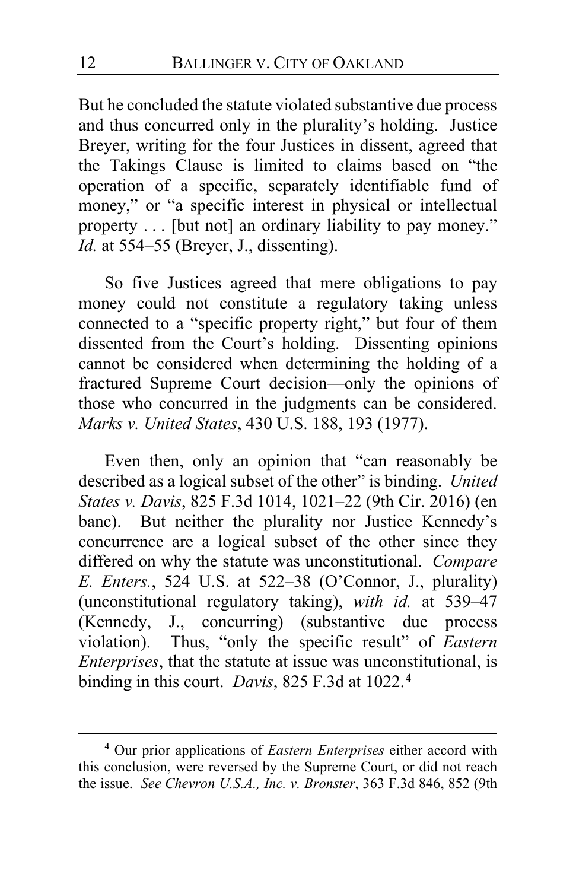But he concluded the statute violated substantive due process and thus concurred only in the plurality's holding. Justice Breyer, writing for the four Justices in dissent, agreed that the Takings Clause is limited to claims based on "the operation of a specific, separately identifiable fund of money," or "a specific interest in physical or intellectual property . . . [but not] an ordinary liability to pay money." *Id.* at 554–55 (Breyer, J., dissenting).

So five Justices agreed that mere obligations to pay money could not constitute a regulatory taking unless connected to a "specific property right," but four of them dissented from the Court's holding. Dissenting opinions cannot be considered when determining the holding of a fractured Supreme Court decision—only the opinions of those who concurred in the judgments can be considered. *Marks v. United States*, 430 U.S. 188, 193 (1977).

Even then, only an opinion that "can reasonably be described as a logical subset of the other" is binding. *United States v. Davis*, 825 F.3d 1014, 1021–22 (9th Cir. 2016) (en banc). But neither the plurality nor Justice Kennedy's concurrence are a logical subset of the other since they differed on why the statute was unconstitutional. *Compare E. Enters.*, 524 U.S. at 522–38 (O'Connor, J., plurality) (unconstitutional regulatory taking), *with id.* at 539–47 (Kennedy, J., concurring) (substantive due process violation). Thus, "only the specific result" of *Eastern Enterprises*, that the statute at issue was unconstitutional, is binding in this court. *Davis*, 825 F.3d at 1022.[4]

[4] Our prior applications of *Eastern Enterprises* either accord with this conclusion, were reversed by the Supreme Court, or did not reach the issue. *See Chevron U.S.A., Inc. v. Bronster*, 363 F.3d 846, 852 (9th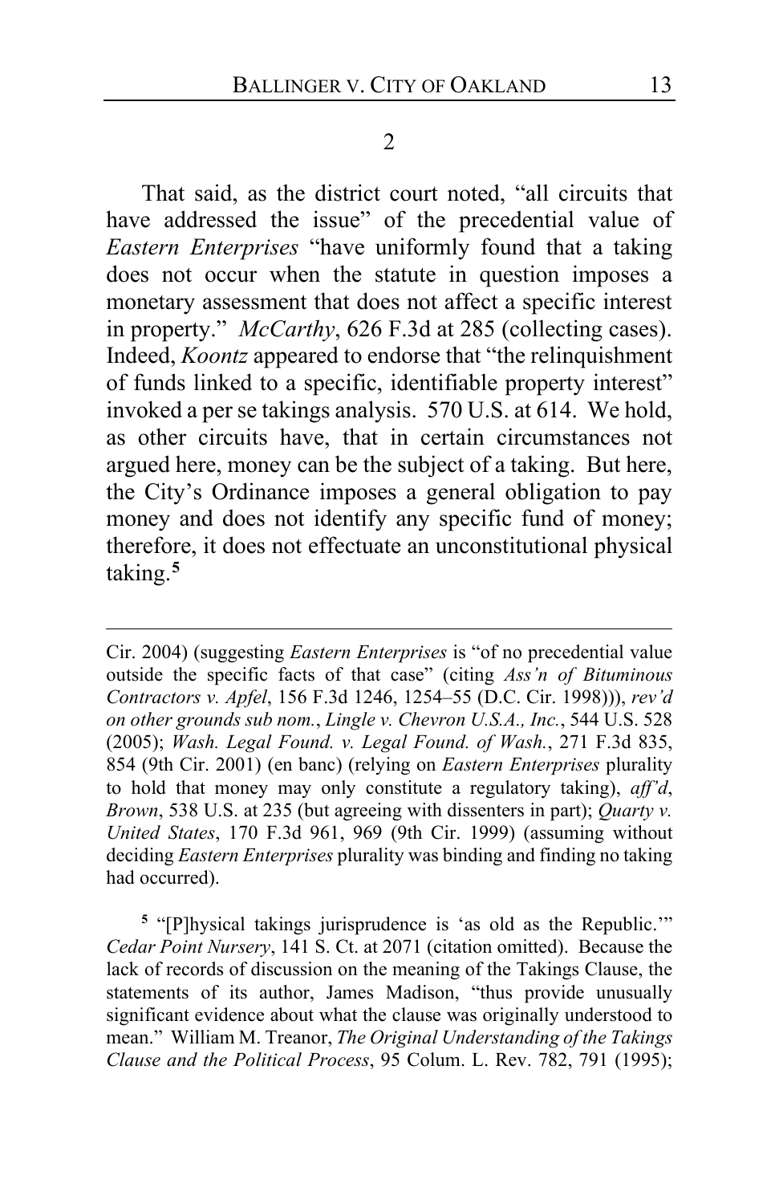2

That said, as the district court noted, "all circuits that have addressed the issue" of the precedential value of *Eastern Enterprises* "have uniformly found that a taking does not occur when the statute in question imposes a monetary assessment that does not affect a specific interest in property." *McCarthy*, 626 F.3d at 285 (collecting cases). Indeed, *Koontz* appeared to endorse that "the relinquishment of funds linked to a specific, identifiable property interest" invoked a per se takings analysis. 570 U.S. at 614. We hold, as other circuits have, that in certain circumstances not argued here, money can be the subject of a taking. But here, the City's Ordinance imposes a general obligation to pay money and does not identify any specific fund of money; therefore, it does not effectuate an unconstitutional physical taking.[5]

---

Cir. 2004) (suggesting *Eastern Enterprises* is "of no precedential value outside the specific facts of that case" (citing *Ass'n of Bituminous Contractors v. Apfel*, 156 F.3d 1246, 1254–55 (D.C. Cir. 1998))), *rev'd on other grounds sub nom.*, *Lingle v. Chevron U.S.A., Inc.*, 544 U.S. 528 (2005); *Wash. Legal Found. v. Legal Found. of Wash.*, 271 F.3d 835, 854 (9th Cir. 2001) (en banc) (relying on *Eastern Enterprises* plurality to hold that money may only constitute a regulatory taking), *aff'd*, *Brown*, 538 U.S. at 235 (but agreeing with dissenters in part); *Quarty v. United States*, 170 F.3d 961, 969 (9th Cir. 1999) (assuming without deciding *Eastern Enterprises* plurality was binding and finding no taking had occurred).

[5] "[P]hysical takings jurisprudence is 'as old as the Republic.'" *Cedar Point Nursery*, 141 S. Ct. at 2071 (citation omitted). Because the lack of records of discussion on the meaning of the Takings Clause, the statements of its author, James Madison, "thus provide unusually significant evidence about what the clause was originally understood to mean." William M. Treanor, *The Original Understanding of the Takings Clause and the Political Process*, 95 Colum. L. Rev. 782, 791 (1995);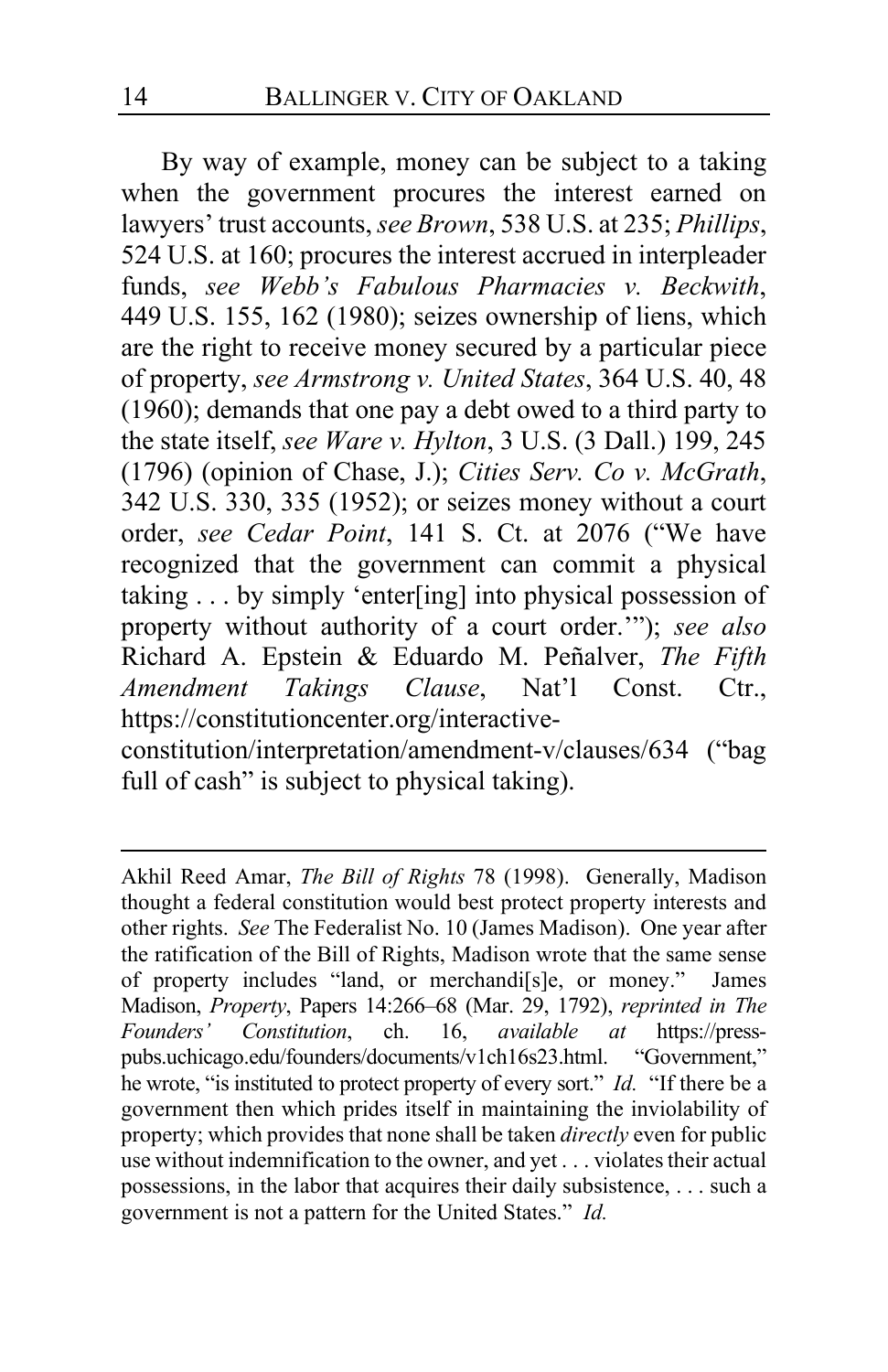By way of example, money can be subject to a taking when the government procures the interest earned on lawyers' trust accounts, *see Brown*, 538 U.S. at 235; *Phillips*, 524 U.S. at 160; procures the interest accrued in interpleader funds, *see Webb's Fabulous Pharmacies v. Beckwith*, 449 U.S. 155, 162 (1980); seizes ownership of liens, which are the right to receive money secured by a particular piece of property, *see Armstrong v. United States*, 364 U.S. 40, 48 (1960); demands that one pay a debt owed to a third party to the state itself, *see Ware v. Hylton*, 3 U.S. (3 Dall.) 199, 245 (1796) (opinion of Chase, J.); *Cities Serv. Co v. McGrath*, 342 U.S. 330, 335 (1952); or seizes money without a court order, *see Cedar Point*, 141 S. Ct. at 2076 ("We have recognized that the government can commit a physical taking . . . by simply 'enter[ing] into physical possession of property without authority of a court order.'"); *see also* Richard A. Epstein & Eduardo M. Peñalver, *The Fifth Amendment Takings Clause*, Nat'l Const. Ctr., https://constitutioncenter.org/interactive-constitution/interpretation/amendment-v/clauses/634 ("bag full of cash" is subject to physical taking).

---

Akhil Reed Amar, *The Bill of Rights* 78 (1998). Generally, Madison thought a federal constitution would best protect property interests and other rights. *See* The Federalist No. 10 (James Madison). One year after the ratification of the Bill of Rights, Madison wrote that the same sense of property includes "land, or merchandi[s]e, or money." James Madison, *Property*, Papers 14:266–68 (Mar. 29, 1792), *reprinted in The Founders' Constitution*, ch. 16, *available at* https://press-pubs.uchicago.edu/founders/documents/v1ch16s23.html. "Government," he wrote, "is instituted to protect property of every sort." *Id.* "If there be a government then which prides itself in maintaining the inviolability of property; which provides that none shall be taken *directly* even for public use without indemnification to the owner, and yet . . . violates their actual possessions, in the labor that acquires their daily subsistence, . . . such a government is not a pattern for the United States." *Id.*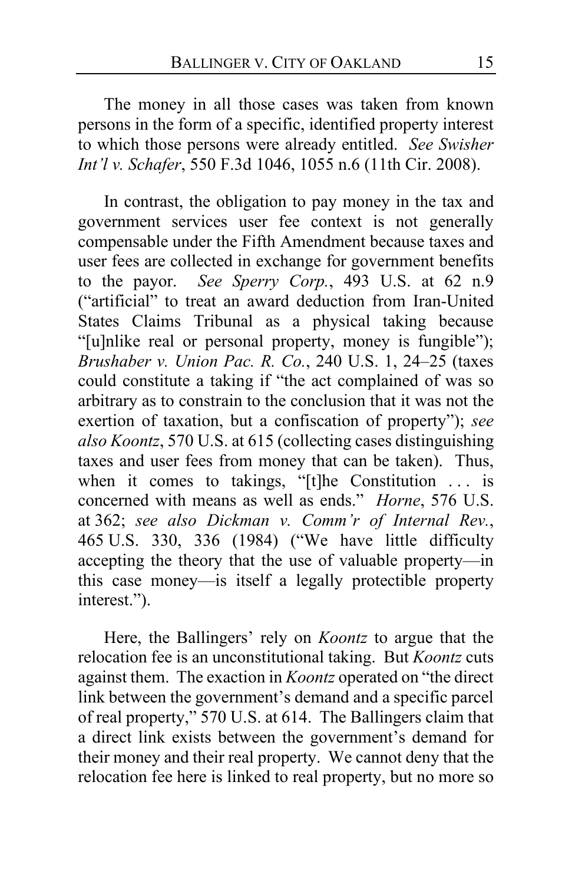The money in all those cases was taken from known persons in the form of a specific, identified property interest to which those persons were already entitled. *See Swisher Int'l v. Schafer*, 550 F.3d 1046, 1055 n.6 (11th Cir. 2008).

In contrast, the obligation to pay money in the tax and government services user fee context is not generally compensable under the Fifth Amendment because taxes and user fees are collected in exchange for government benefits to the payor. *See Sperry Corp.*, 493 U.S. at 62 n.9 ("artificial" to treat an award deduction from Iran-United States Claims Tribunal as a physical taking because "[u]nlike real or personal property, money is fungible"); *Brushaber v. Union Pac. R. Co.*, 240 U.S. 1, 24–25 (taxes could constitute a taking if "the act complained of was so arbitrary as to constrain to the conclusion that it was not the exertion of taxation, but a confiscation of property"); *see also Koontz*, 570 U.S. at 615 (collecting cases distinguishing taxes and user fees from money that can be taken). Thus, when it comes to takings, "[t]he Constitution . . . is concerned with means as well as ends." *Horne*, 576 U.S. at 362; *see also Dickman v. Comm'r of Internal Rev.*, 465 U.S. 330, 336 (1984) ("We have little difficulty accepting the theory that the use of valuable property—in this case money—is itself a legally protectible property interest.").

Here, the Ballingers' rely on *Koontz* to argue that the relocation fee is an unconstitutional taking. But *Koontz* cuts against them. The exaction in *Koontz* operated on "the direct link between the government's demand and a specific parcel of real property," 570 U.S. at 614. The Ballingers claim that a direct link exists between the government's demand for their money and their real property. We cannot deny that the relocation fee here is linked to real property, but no more so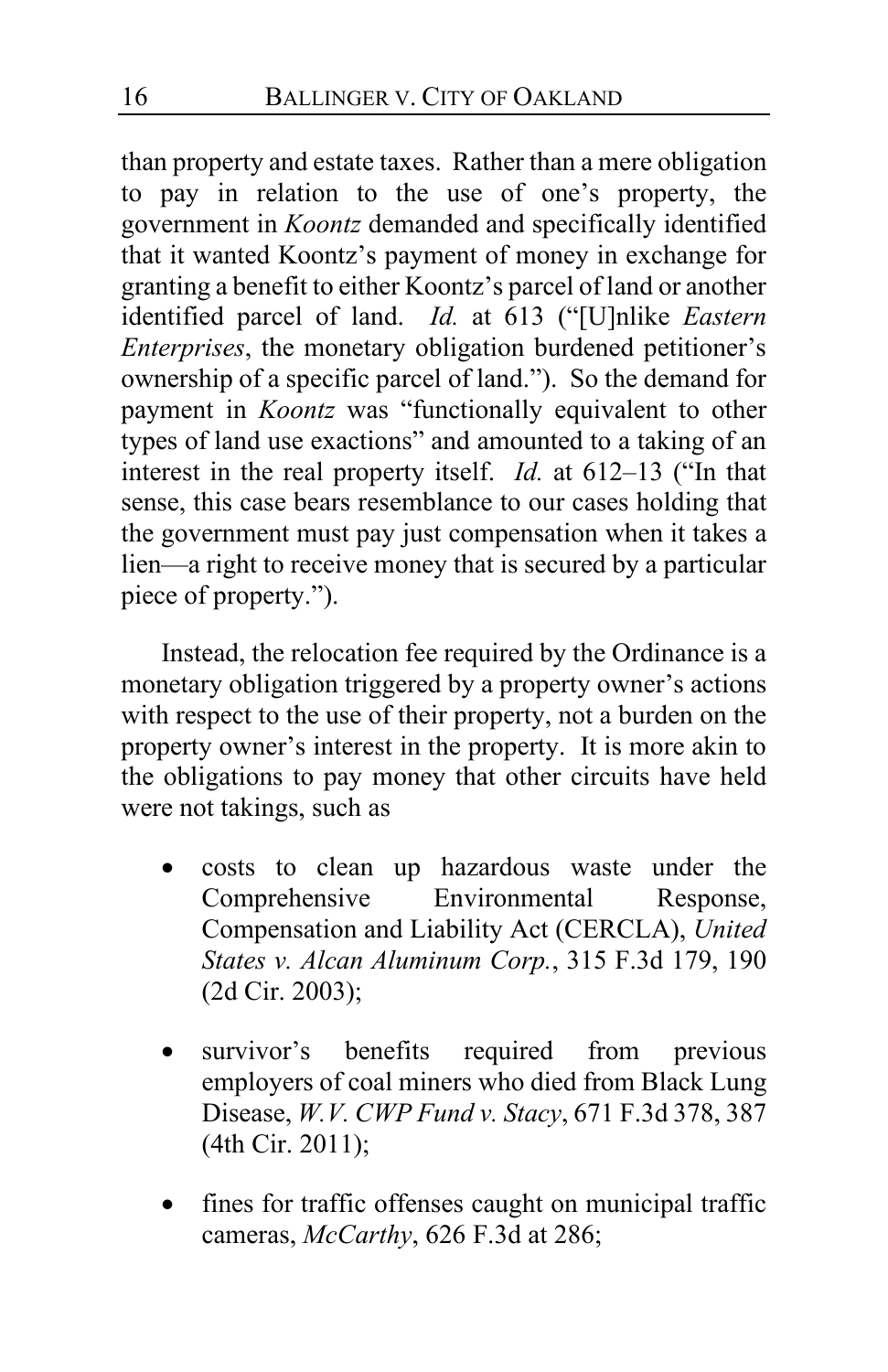than property and estate taxes. Rather than a mere obligation to pay in relation to the use of one's property, the government in *Koontz* demanded and specifically identified that it wanted Koontz's payment of money in exchange for granting a benefit to either Koontz's parcel of land or another identified parcel of land. *Id.* at 613 ("[U]nlike *Eastern Enterprises*, the monetary obligation burdened petitioner's ownership of a specific parcel of land."). So the demand for payment in *Koontz* was "functionally equivalent to other types of land use exactions" and amounted to a taking of an interest in the real property itself. *Id.* at 612–13 ("In that sense, this case bears resemblance to our cases holding that the government must pay just compensation when it takes a lien—a right to receive money that is secured by a particular piece of property.").

Instead, the relocation fee required by the Ordinance is a monetary obligation triggered by a property owner's actions with respect to the use of their property, not a burden on the property owner's interest in the property. It is more akin to the obligations to pay money that other circuits have held were not takings, such as

- costs to clean up hazardous waste under the Comprehensive Environmental Response, Compensation and Liability Act (CERCLA), *United States v. Alcan Aluminum Corp.*, 315 F.3d 179, 190 (2d Cir. 2003);
- survivor's benefits required from previous employers of coal miners who died from Black Lung Disease, *W.V. CWP Fund v. Stacy*, 671 F.3d 378, 387 (4th Cir. 2011);
- fines for traffic offenses caught on municipal traffic cameras, *McCarthy*, 626 F.3d at 286;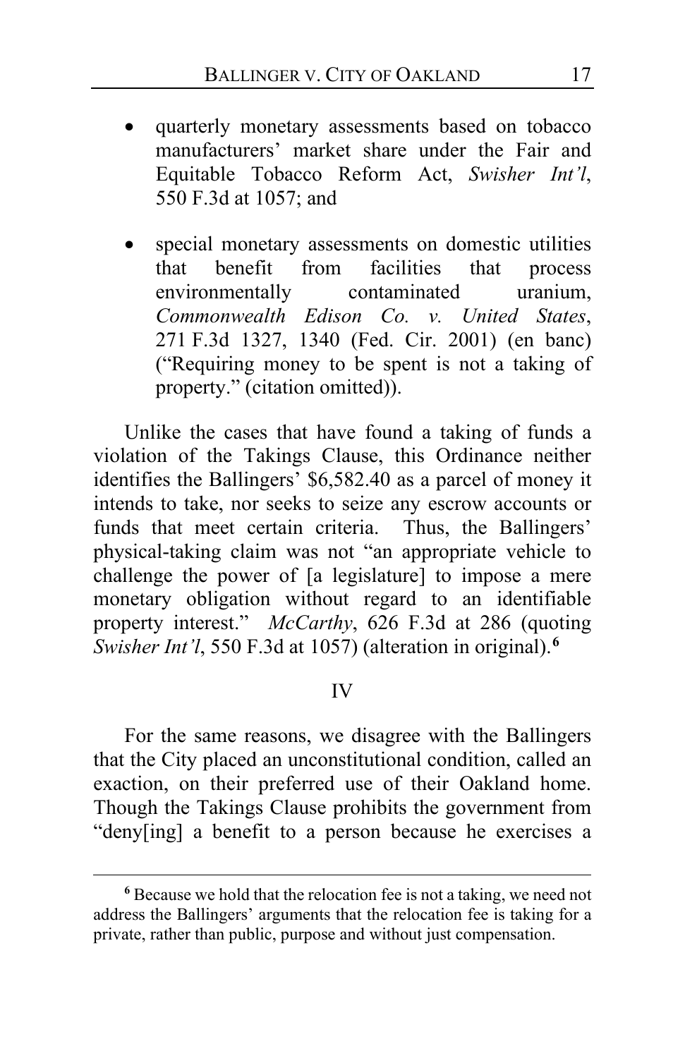- quarterly monetary assessments based on tobacco manufacturers' market share under the Fair and Equitable Tobacco Reform Act, *Swisher Int'l*, 550 F.3d at 1057; and

- special monetary assessments on domestic utilities that benefit from facilities that process environmentally contaminated uranium, *Commonwealth Edison Co. v. United States*, 271 F.3d 1327, 1340 (Fed. Cir. 2001) (en banc) ("Requiring money to be spent is not a taking of property." (citation omitted)).

Unlike the cases that have found a taking of funds a violation of the Takings Clause, this Ordinance neither identifies the Ballingers' $6,582.40 as a parcel of money it intends to take, nor seeks to seize any escrow accounts or funds that meet certain criteria. Thus, the Ballingers' physical-taking claim was not "an appropriate vehicle to challenge the power of [a legislature] to impose a mere monetary obligation without regard to an identifiable property interest." *McCarthy*, 626 F.3d at 286 (quoting *Swisher Int'l*, 550 F.3d at 1057) (alteration in original).[6]

## IV

For the same reasons, we disagree with the Ballingers that the City placed an unconstitutional condition, called an exaction, on their preferred use of their Oakland home. Though the Takings Clause prohibits the government from "deny[ing] a benefit to a person because he exercises a

[6] Because we hold that the relocation fee is not a taking, we need not address the Ballingers' arguments that the relocation fee is taking for a private, rather than public, purpose and without just compensation.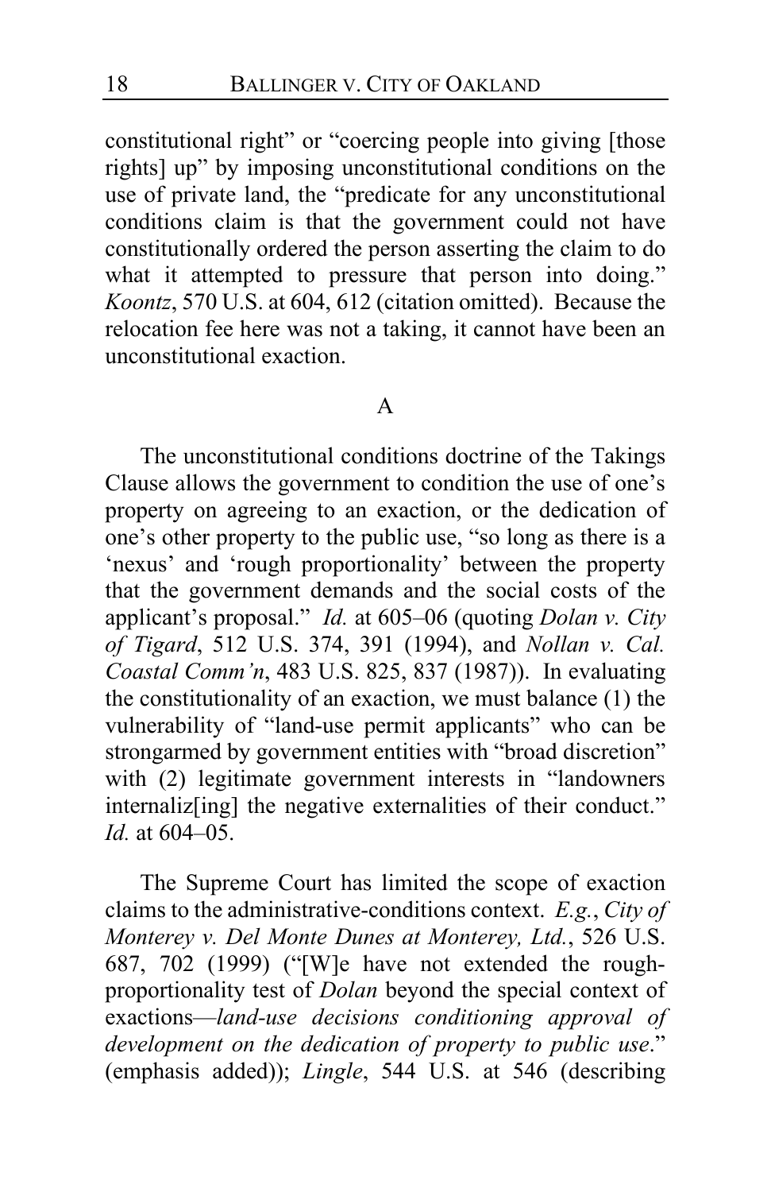constitutional right" or "coercing people into giving [those rights] up" by imposing unconstitutional conditions on the use of private land, the "predicate for any unconstitutional conditions claim is that the government could not have constitutionally ordered the person asserting the claim to do what it attempted to pressure that person into doing." *Koontz*, 570 U.S. at 604, 612 (citation omitted). Because the relocation fee here was not a taking, it cannot have been an unconstitutional exaction.

### A

The unconstitutional conditions doctrine of the Takings Clause allows the government to condition the use of one's property on agreeing to an exaction, or the dedication of one's other property to the public use, "so long as there is a 'nexus' and 'rough proportionality' between the property that the government demands and the social costs of the applicant's proposal." *Id.* at 605–06 (quoting *Dolan v. City of Tigard*, 512 U.S. 374, 391 (1994), and *Nollan v. Cal. Coastal Comm'n*, 483 U.S. 825, 837 (1987)). In evaluating the constitutionality of an exaction, we must balance (1) the vulnerability of "land-use permit applicants" who can be strongarmed by government entities with "broad discretion" with (2) legitimate government interests in "landowners internaliz[ing] the negative externalities of their conduct." *Id.* at 604–05.

The Supreme Court has limited the scope of exaction claims to the administrative-conditions context. *E.g.*, *City of Monterey v. Del Monte Dunes at Monterey, Ltd.*, 526 U.S. 687, 702 (1999) ("[W]e have not extended the rough-proportionality test of *Dolan* beyond the special context of exactions—*land-use decisions conditioning approval of development on the dedication of property to public use*." (emphasis added)); *Lingle*, 544 U.S. at 546 (describing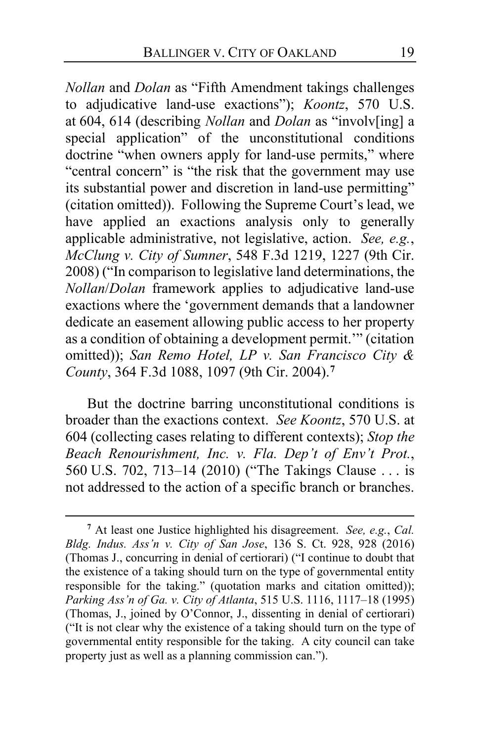*Nollan* and *Dolan* as "Fifth Amendment takings challenges to adjudicative land-use exactions"); *Koontz*, 570 U.S. at 604, 614 (describing *Nollan* and *Dolan* as "involv[ing] a special application" of the unconstitutional conditions doctrine "when owners apply for land-use permits," where "central concern" is "the risk that the government may use its substantial power and discretion in land-use permitting" (citation omitted)). Following the Supreme Court's lead, we have applied an exactions analysis only to generally applicable administrative, not legislative, action. *See, e.g.*, *McClung v. City of Sumner*, 548 F.3d 1219, 1227 (9th Cir. 2008) ("In comparison to legislative land determinations, the *Nollan*/*Dolan* framework applies to adjudicative land-use exactions where the 'government demands that a landowner dedicate an easement allowing public access to her property as a condition of obtaining a development permit.'" (citation omitted)); *San Remo Hotel, LP v. San Francisco City & County*, 364 F.3d 1088, 1097 (9th Cir. 2004).[7]

But the doctrine barring unconstitutional conditions is broader than the exactions context. *See Koontz*, 570 U.S. at 604 (collecting cases relating to different contexts); *Stop the Beach Renourishment, Inc. v. Fla. Dep't of Env't Prot.*, 560 U.S. 702, 713–14 (2010) ("The Takings Clause . . . is not addressed to the action of a specific branch or branches.

---

[7] At least one Justice highlighted his disagreement. *See, e.g.*, *Cal. Bldg. Indus. Ass'n v. City of San Jose*, 136 S. Ct. 928, 928 (2016) (Thomas J., concurring in denial of certiorari) ("I continue to doubt that the existence of a taking should turn on the type of governmental entity responsible for the taking." (quotation marks and citation omitted)); *Parking Ass'n of Ga. v. City of Atlanta*, 515 U.S. 1116, 1117–18 (1995) (Thomas, J., joined by O'Connor, J., dissenting in denial of certiorari) ("It is not clear why the existence of a taking should turn on the type of governmental entity responsible for the taking. A city council can take property just as well as a planning commission can.").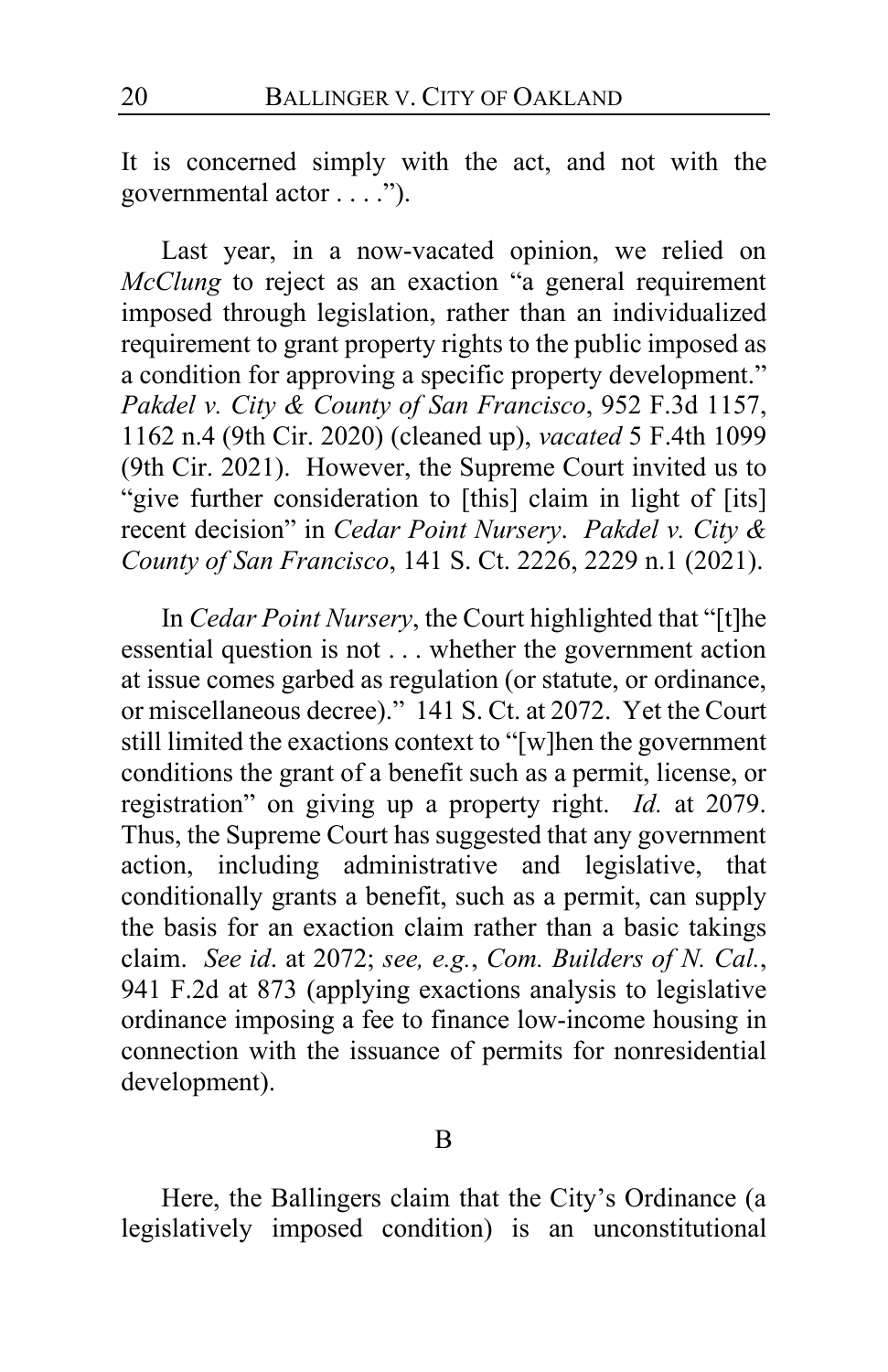It is concerned simply with the act, and not with the governmental actor . . . .").

Last year, in a now-vacated opinion, we relied on *McClung* to reject as an exaction "a general requirement imposed through legislation, rather than an individualized requirement to grant property rights to the public imposed as a condition for approving a specific property development." *Pakdel v. City & County of San Francisco*, 952 F.3d 1157, 1162 n.4 (9th Cir. 2020) (cleaned up), *vacated* 5 F.4th 1099 (9th Cir. 2021). However, the Supreme Court invited us to "give further consideration to [this] claim in light of [its] recent decision" in *Cedar Point Nursery*. *Pakdel v. City & County of San Francisco*, 141 S. Ct. 2226, 2229 n.1 (2021).

In *Cedar Point Nursery*, the Court highlighted that "[t]he essential question is not . . . whether the government action at issue comes garbed as regulation (or statute, or ordinance, or miscellaneous decree)." 141 S. Ct. at 2072. Yet the Court still limited the exactions context to "[w]hen the government conditions the grant of a benefit such as a permit, license, or registration" on giving up a property right. *Id.* at 2079. Thus, the Supreme Court has suggested that any government action, including administrative and legislative, that conditionally grants a benefit, such as a permit, can supply the basis for an exaction claim rather than a basic takings claim. *See id*. at 2072; *see, e.g.*, *Com. Builders of N. Cal.*, 941 F.2d at 873 (applying exactions analysis to legislative ordinance imposing a fee to finance low-income housing in connection with the issuance of permits for nonresidential development).

B

Here, the Ballingers claim that the City's Ordinance (a legislatively imposed condition) is an unconstitutional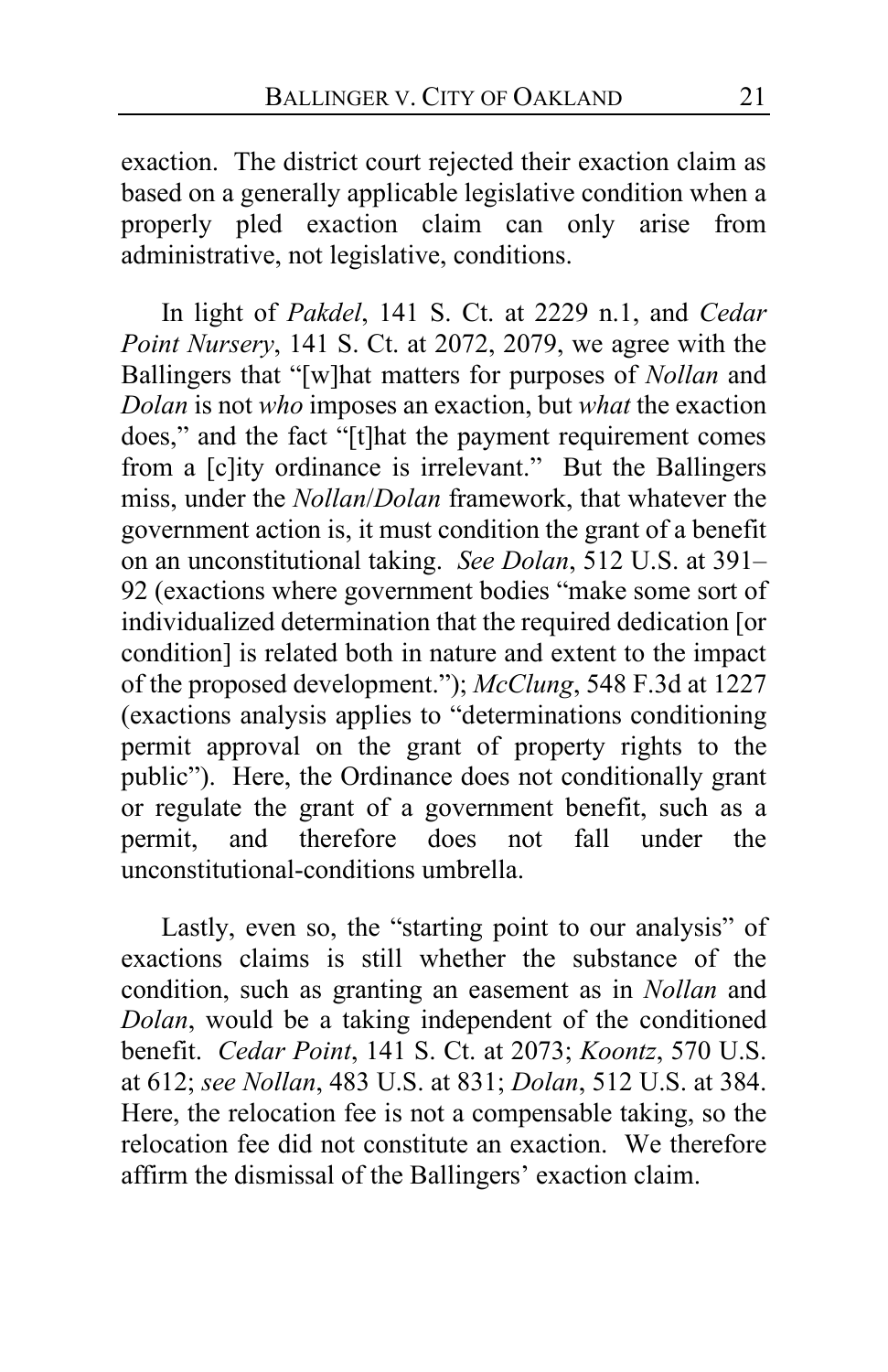exaction. The district court rejected their exaction claim as based on a generally applicable legislative condition when a properly pled exaction claim can only arise from administrative, not legislative, conditions.

In light of *Pakdel*, 141 S. Ct. at 2229 n.1, and *Cedar Point Nursery*, 141 S. Ct. at 2072, 2079, we agree with the Ballingers that "[w]hat matters for purposes of *Nollan* and *Dolan* is not *who* imposes an exaction, but *what* the exaction does," and the fact "[t]hat the payment requirement comes from a [c]ity ordinance is irrelevant." But the Ballingers miss, under the *Nollan*/*Dolan* framework, that whatever the government action is, it must condition the grant of a benefit on an unconstitutional taking. *See Dolan*, 512 U.S. at 391–92 (exactions where government bodies "make some sort of individualized determination that the required dedication [or condition] is related both in nature and extent to the impact of the proposed development."); *McClung*, 548 F.3d at 1227 (exactions analysis applies to "determinations conditioning permit approval on the grant of property rights to the public"). Here, the Ordinance does not conditionally grant or regulate the grant of a government benefit, such as a permit, and therefore does not fall under the unconstitutional-conditions umbrella.

Lastly, even so, the "starting point to our analysis" of exactions claims is still whether the substance of the condition, such as granting an easement as in *Nollan* and *Dolan*, would be a taking independent of the conditioned benefit. *Cedar Point*, 141 S. Ct. at 2073; *Koontz*, 570 U.S. at 612; *see Nollan*, 483 U.S. at 831; *Dolan*, 512 U.S. at 384. Here, the relocation fee is not a compensable taking, so the relocation fee did not constitute an exaction. We therefore affirm the dismissal of the Ballingers' exaction claim.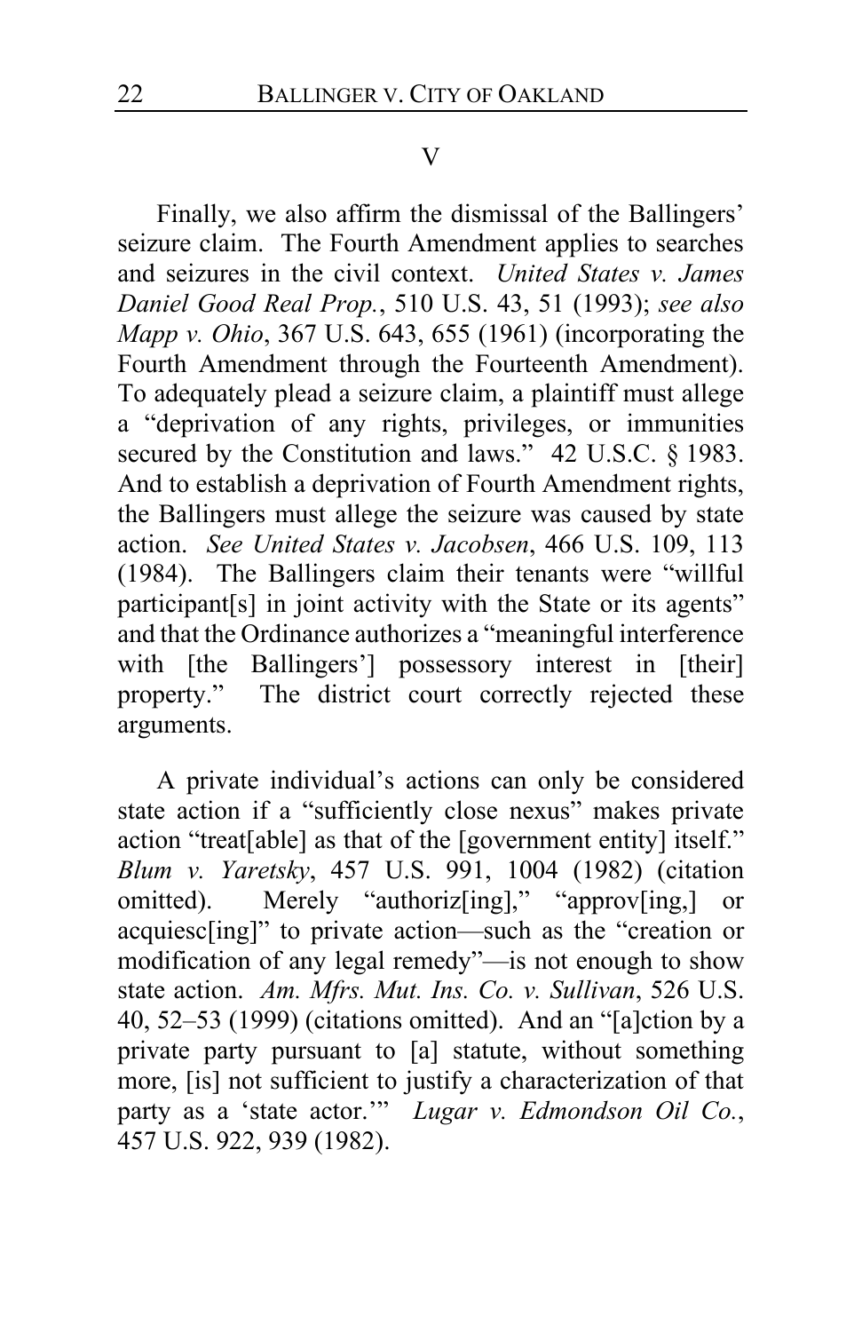## V

Finally, we also affirm the dismissal of the Ballingers' seizure claim. The Fourth Amendment applies to searches and seizures in the civil context. *United States v. James Daniel Good Real Prop.*, 510 U.S. 43, 51 (1993); *see also Mapp v. Ohio*, 367 U.S. 643, 655 (1961) (incorporating the Fourth Amendment through the Fourteenth Amendment). To adequately plead a seizure claim, a plaintiff must allege a "deprivation of any rights, privileges, or immunities secured by the Constitution and laws." 42 U.S.C. § 1983. And to establish a deprivation of Fourth Amendment rights, the Ballingers must allege the seizure was caused by state action. *See United States v. Jacobsen*, 466 U.S. 109, 113 (1984). The Ballingers claim their tenants were "willful participant[s] in joint activity with the State or its agents" and that the Ordinance authorizes a "meaningful interference with [the Ballingers'] possessory interest in [their] property." The district court correctly rejected these arguments.

A private individual's actions can only be considered state action if a "sufficiently close nexus" makes private action "treat[able] as that of the [government entity] itself." *Blum v. Yaretsky*, 457 U.S. 991, 1004 (1982) (citation omitted). Merely "authoriz[ing]," "approv[ing,] or acquiesc[ing]" to private action—such as the "creation or modification of any legal remedy"—is not enough to show state action. *Am. Mfrs. Mut. Ins. Co. v. Sullivan*, 526 U.S. 40, 52–53 (1999) (citations omitted). And an "[a]ction by a private party pursuant to [a] statute, without something more, [is] not sufficient to justify a characterization of that party as a 'state actor.'" *Lugar v. Edmondson Oil Co.*, 457 U.S. 922, 939 (1982).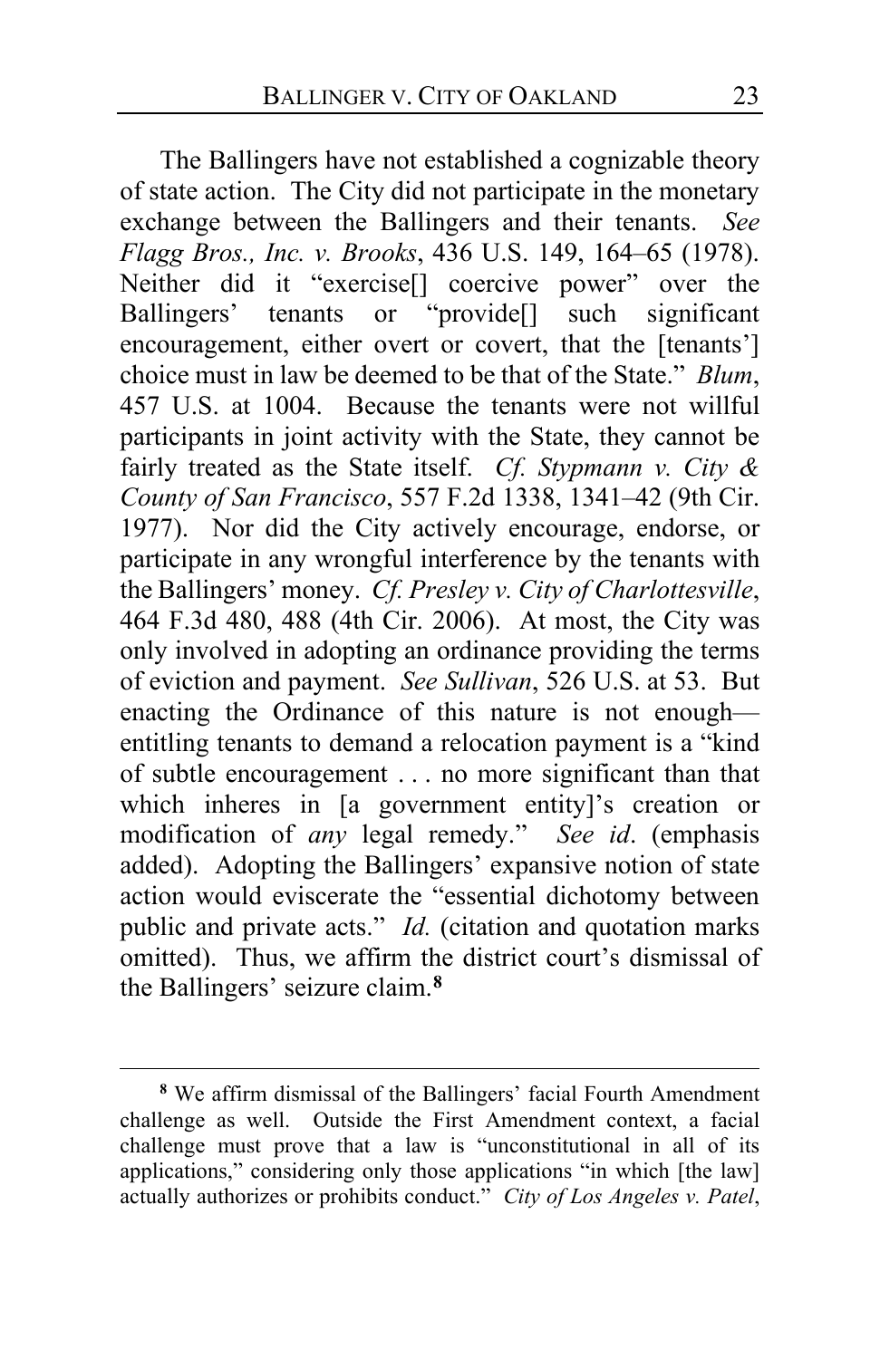The Ballingers have not established a cognizable theory of state action. The City did not participate in the monetary exchange between the Ballingers and their tenants. *See Flagg Bros., Inc. v. Brooks*, 436 U.S. 149, 164–65 (1978). Neither did it "exercise[] coercive power" over the Ballingers' tenants or "provide[] such significant encouragement, either overt or covert, that the [tenants'] choice must in law be deemed to be that of the State." *Blum*, 457 U.S. at 1004. Because the tenants were not willful participants in joint activity with the State, they cannot be fairly treated as the State itself. *Cf. Stypmann v. City & County of San Francisco*, 557 F.2d 1338, 1341–42 (9th Cir. 1977). Nor did the City actively encourage, endorse, or participate in any wrongful interference by the tenants with the Ballingers' money. *Cf. Presley v. City of Charlottesville*, 464 F.3d 480, 488 (4th Cir. 2006). At most, the City was only involved in adopting an ordinance providing the terms of eviction and payment. *See Sullivan*, 526 U.S. at 53. But enacting the Ordinance of this nature is not enough—entitling tenants to demand a relocation payment is a "kind of subtle encouragement . . . no more significant than that which inheres in [a government entity]'s creation or modification of *any* legal remedy." *See id*. (emphasis added). Adopting the Ballingers' expansive notion of state action would eviscerate the "essential dichotomy between public and private acts." *Id.* (citation and quotation marks omitted). Thus, we affirm the district court's dismissal of the Ballingers' seizure claim.[8]

---

[8] We affirm dismissal of the Ballingers' facial Fourth Amendment challenge as well. Outside the First Amendment context, a facial challenge must prove that a law is "unconstitutional in all of its applications," considering only those applications "in which [the law] actually authorizes or prohibits conduct." *City of Los Angeles v. Patel*,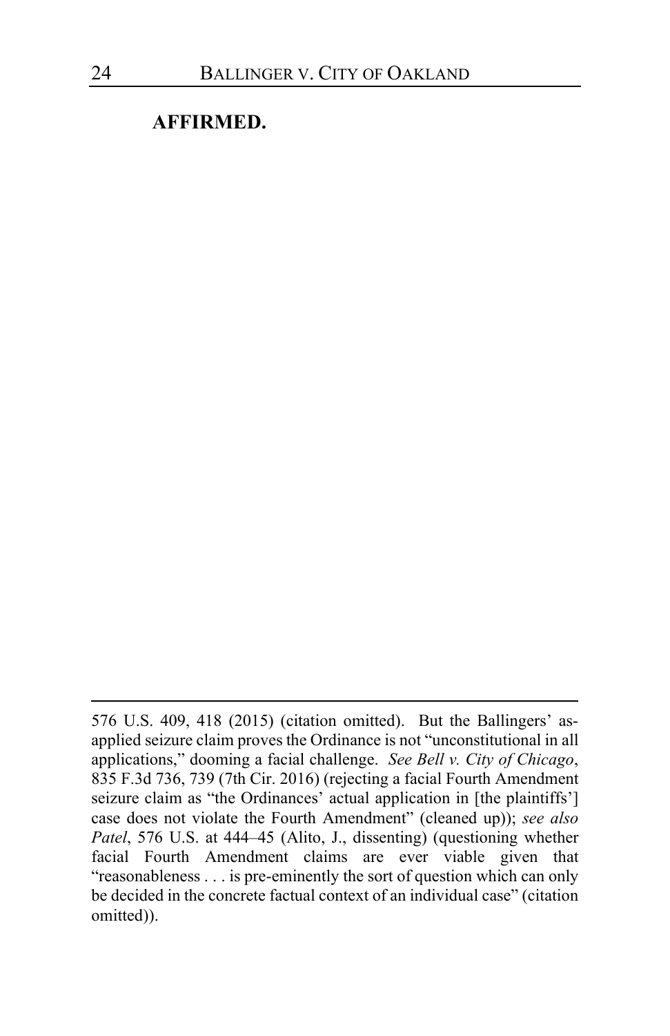**AFFIRMED.**

---

576 U.S. 409, 418 (2015) (citation omitted). But the Ballingers' as-applied seizure claim proves the Ordinance is not "unconstitutional in all applications," dooming a facial challenge. *See Bell v. City of Chicago*, 835 F.3d 736, 739 (7th Cir. 2016) (rejecting a facial Fourth Amendment seizure claim as "the Ordinances' actual application in [the plaintiffs'] case does not violate the Fourth Amendment" (cleaned up)); *see also Patel*, 576 U.S. at 444–45 (Alito, J., dissenting) (questioning whether facial Fourth Amendment claims are ever viable given that "reasonableness . . . is pre-eminently the sort of question which can only be decided in the concrete factual context of an individual case" (citation omitted)).